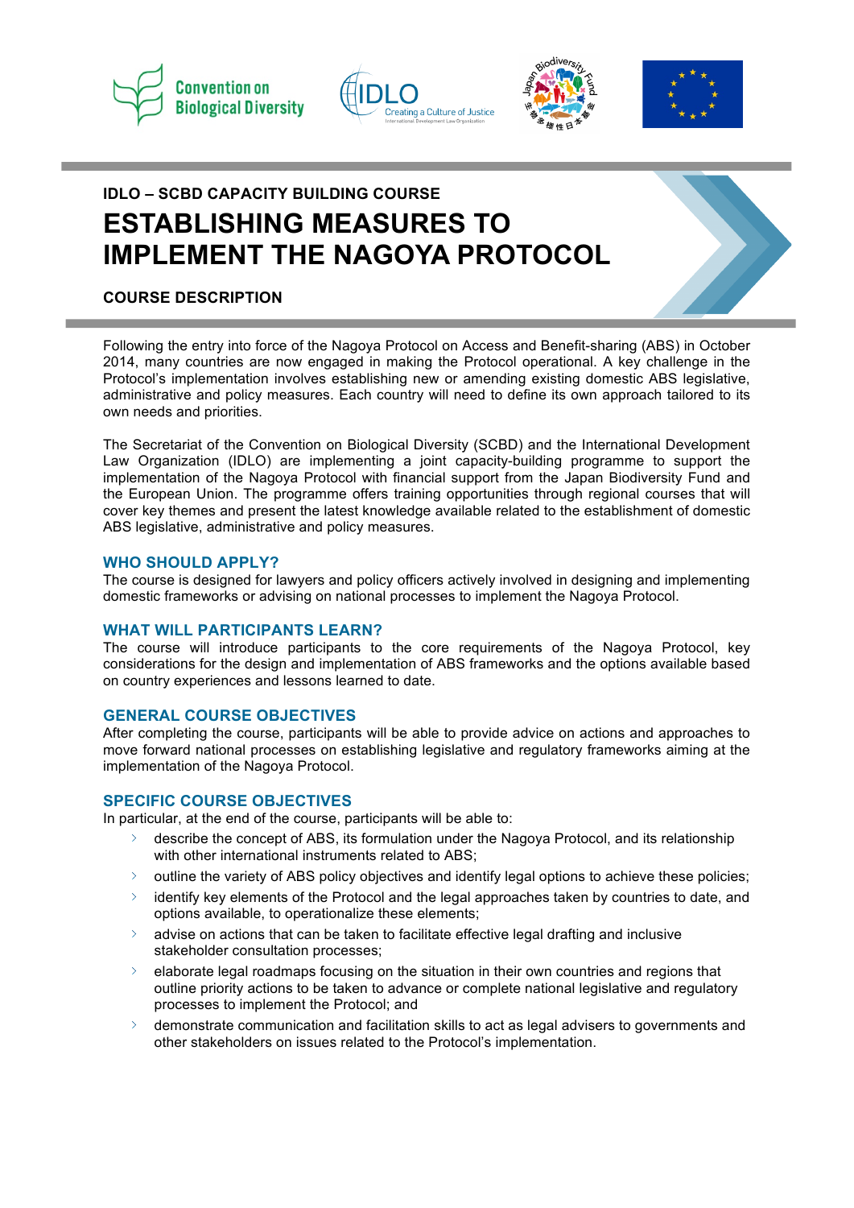**IDLO – SCBD CAPACITY BUILDING COURSE**

# ESTABLISHING MEASURES TO IMPLEMENT THE NAGOYA PROTOCOL

**COURSE DESCRIPTION**

Following the entry into force of the Nagoya Protocol on Access and Benefit-sharing (ABS) in October 2014, many countries are now engaged in making the Protocol operational. A key challenge in the Protocol's implementation involves establishing new or amending existing domestic ABS legislative, administrative and policy measures. Each country will need to define its own approach tailored to its own needs and priorities.

The Secretariat of the Convention on Biological Diversity (SCBD) and the International Development Law Organization (IDLO) are implementing a joint capacity-building programme to support the implementation of the Nagoya Protocol with financial support from the Japan Biodiversity Fund and the European Union. The programme offers training opportunities through regional courses that will cover key themes and present the latest knowledge available related to the establishment of domestic ABS legislative, administrative and policy measures.

## WHO SHOULD APPLY?

The course is designed for lawyers and policy officers actively involved in designing and implementing domestic frameworks or advising on national processes to implement the Nagoya Protocol.

## WHAT WILL PARTICIPANTS LEARN?

The course will introduce participants to the core requirements of the Nagoya Protocol, key considerations for the design and implementation of ABS frameworks and the options available based on country experiences and lessons learned to date.

## GENERAL COURSE OBJECTIVES

After completing the course, participants will be able to provide advice on actions and approaches to move forward national processes on establishing legislative and regulatory frameworks aiming at the implementation of the Nagoya Protocol.

## SPECIFIC COURSE OBJECTIVES

In particular, at the end of the course, participants will be able to:

- describe the concept of ABS, its formulation under the Nagoya Protocol, and its relationship with other international instruments related to ABS;
- outline the variety of ABS policy objectives and identify legal options to achieve these policies;
- identify key elements of the Protocol and the legal approaches taken by countries to date, and options available, to operationalize these elements;
- advise on actions that can be taken to facilitate effective legal drafting and inclusive stakeholder consultation processes;
- elaborate legal roadmaps focusing on the situation in their own countries and regions that outline priority actions to be taken to advance or complete national legislative and regulatory processes to implement the Protocol; and
- demonstrate communication and facilitation skills to act as legal advisers to governments and other stakeholders on issues related to the Protocol's implementation.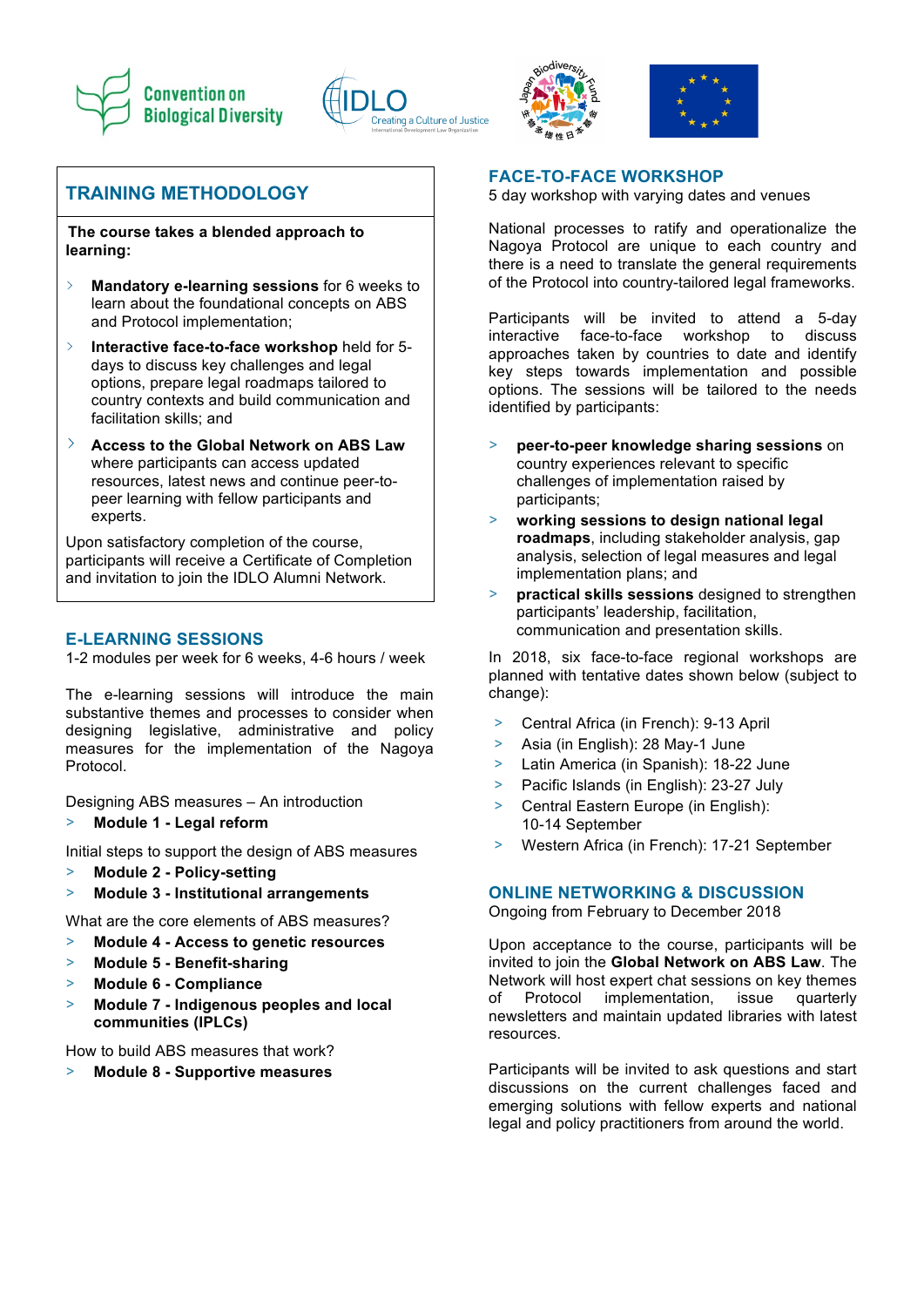## TRAINING METHODOLOGY

**The course takes a blended approach to learning:**

- **Mandatory e-learning sessions** for 6 weeks to learn about the foundational concepts on ABS and Protocol implementation;
- **Interactive face-to-face workshop** held for 5-days to discuss key challenges and legal options, prepare legal roadmaps tailored to country contexts and build communication and facilitation skills; and
- **Access to the Global Network on ABS Law** where participants can access updated resources, latest news and continue peer-to-peer learning with fellow participants and experts.

Upon satisfactory completion of the course, participants will receive a Certificate of Completion and invitation to join the IDLO Alumni Network.

## E-LEARNING SESSIONS

1-2 modules per week for 6 weeks, 4-6 hours / week

The e-learning sessions will introduce the main substantive themes and processes to consider when designing legislative, administrative and policy measures for the implementation of the Nagoya Protocol.

Designing ABS measures – An introduction

- **Module 1 - Legal reform**

Initial steps to support the design of ABS measures

- **Module 2 - Policy-setting**
- **Module 3 - Institutional arrangements**

What are the core elements of ABS measures?

- **Module 4 - Access to genetic resources**
- **Module 5 - Benefit-sharing**
- **Module 6 - Compliance**
- **Module 7 - Indigenous peoples and local communities (IPLCs)**

How to build ABS measures that work?

- **Module 8 - Supportive measures**

## FACE-TO-FACE WORKSHOP

5 day workshop with varying dates and venues

National processes to ratify and operationalize the Nagoya Protocol are unique to each country and there is a need to translate the general requirements of the Protocol into country-tailored legal frameworks.

Participants will be invited to attend a 5-day interactive face-to-face workshop to discuss approaches taken by countries to date and identify key steps towards implementation and possible options. The sessions will be tailored to the needs identified by participants:

- **peer-to-peer knowledge sharing sessions** on country experiences relevant to specific challenges of implementation raised by participants;
- **working sessions to design national legal roadmaps**, including stakeholder analysis, gap analysis, selection of legal measures and legal implementation plans; and
- **practical skills sessions** designed to strengthen participants' leadership, facilitation, communication and presentation skills.

In 2018, six face-to-face regional workshops are planned with tentative dates shown below (subject to change):

- Central Africa (in French): 9-13 April
- Asia (in English): 28 May-1 June
- Latin America (in Spanish): 18-22 June
- Pacific Islands (in English): 23-27 July
- Central Eastern Europe (in English): 10-14 September
- Western Africa (in French): 17-21 September

## ONLINE NETWORKING & DISCUSSION

Ongoing from February to December 2018

Upon acceptance to the course, participants will be invited to join the **Global Network on ABS Law**. The Network will host expert chat sessions on key themes of Protocol implementation, issue quarterly newsletters and maintain updated libraries with latest resources.

Participants will be invited to ask questions and start discussions on the current challenges faced and emerging solutions with fellow experts and national legal and policy practitioners from around the world.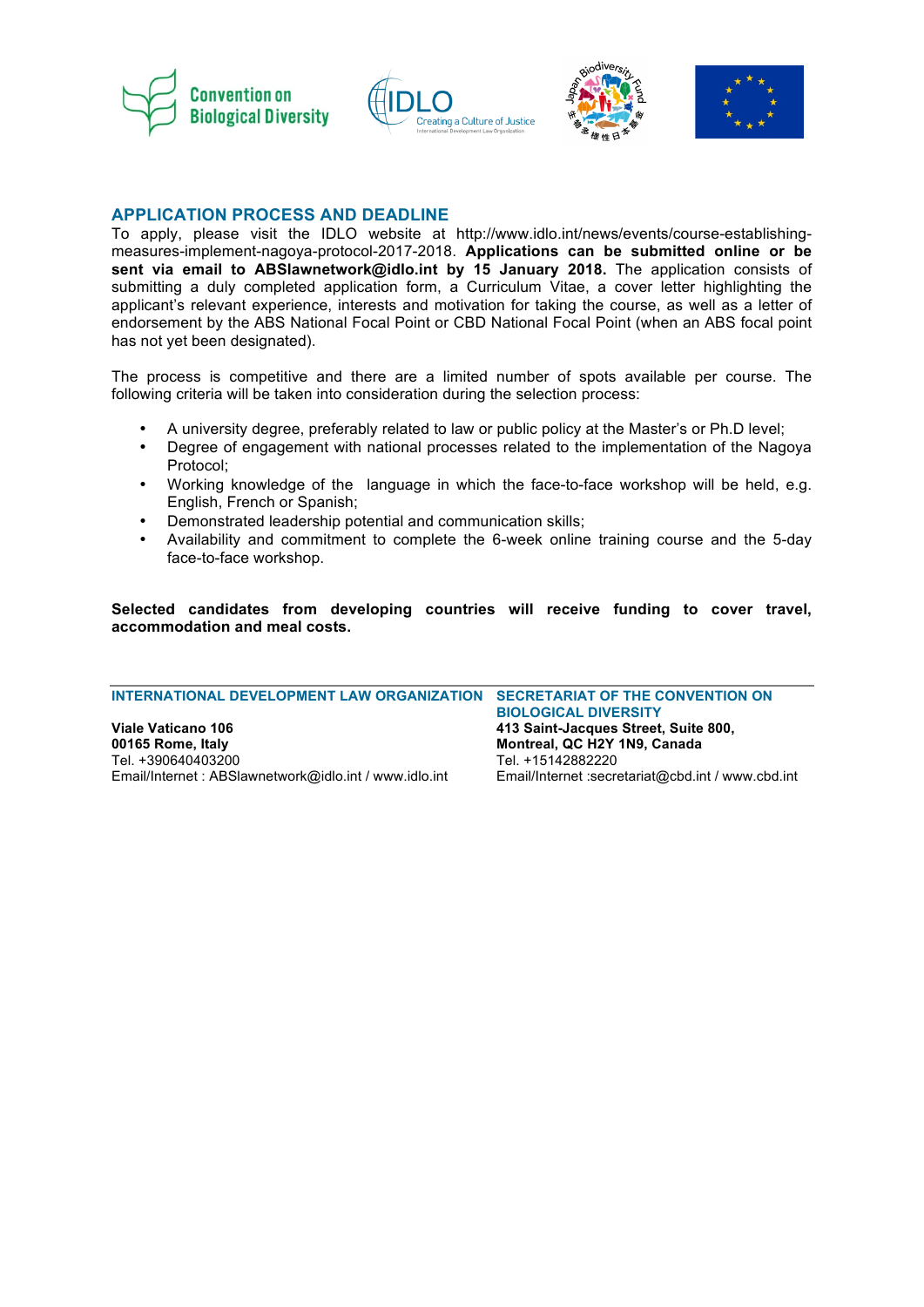## APPLICATION PROCESS AND DEADLINE

To apply, please visit the IDLO website at http://www.idlo.int/news/events/course-establishing-measures-implement-nagoya-protocol-2017-2018. **Applications can be submitted online or be sent via email to ABSlawnetwork@idlo.int by 15 January 2018.** The application consists of submitting a duly completed application form, a Curriculum Vitae, a cover letter highlighting the applicant's relevant experience, interests and motivation for taking the course, as well as a letter of endorsement by the ABS National Focal Point or CBD National Focal Point (when an ABS focal point has not yet been designated).

The process is competitive and there are a limited number of spots available per course. The following criteria will be taken into consideration during the selection process:

- A university degree, preferably related to law or public policy at the Master's or Ph.D level;
- Degree of engagement with national processes related to the implementation of the Nagoya Protocol;
- Working knowledge of the language in which the face-to-face workshop will be held, e.g. English, French or Spanish;
- Demonstrated leadership potential and communication skills;
- Availability and commitment to complete the 6-week online training course and the 5-day face-to-face workshop.

**Selected candidates from developing countries will receive funding to cover travel, accommodation and meal costs.**

---

**INTERNATIONAL DEVELOPMENT LAW ORGANIZATION**

**Viale Vaticano 106**
**00165 Rome, Italy**
Tel. +390640403200
Email/Internet : ABSlawnetwork@idlo.int / www.idlo.int

**SECRETARIAT OF THE CONVENTION ON BIOLOGICAL DIVERSITY**

**413 Saint-Jacques Street, Suite 800,**
**Montreal, QC H2Y 1N9, Canada**
Tel. +15142882220
Email/Internet :secretariat@cbd.int / www.cbd.int